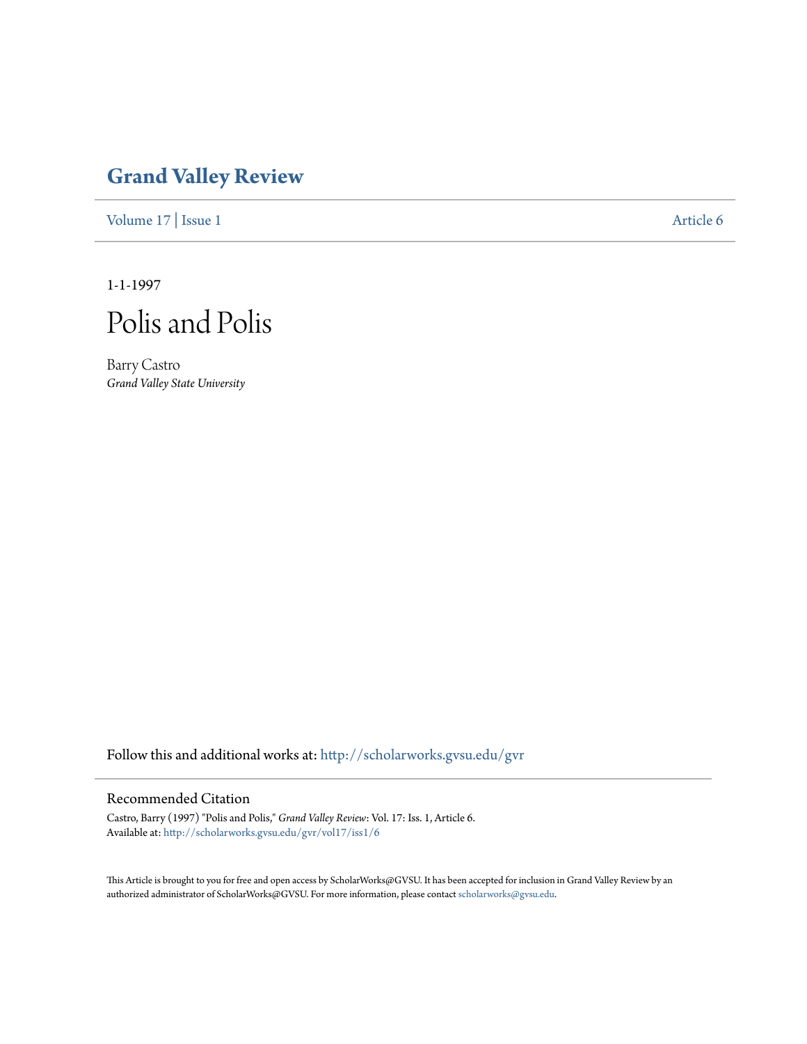# Grand Valley Review

Volume 17 | Issue 1 Article 6

1-1-1997

# Polis and Polis

Barry Castro
*Grand Valley State University*

Follow this and additional works at: http://scholarworks.gvsu.edu/gvr

## Recommended Citation

Castro, Barry (1997) "Polis and Polis," *Grand Valley Review*: Vol. 17: Iss. 1, Article 6.
Available at: http://scholarworks.gvsu.edu/gvr/vol17/iss1/6

This Article is brought to you for free and open access by ScholarWorks@GVSU. It has been accepted for inclusion in Grand Valley Review by an authorized administrator of ScholarWorks@GVSU. For more information, please contact scholarworks@gvsu.edu.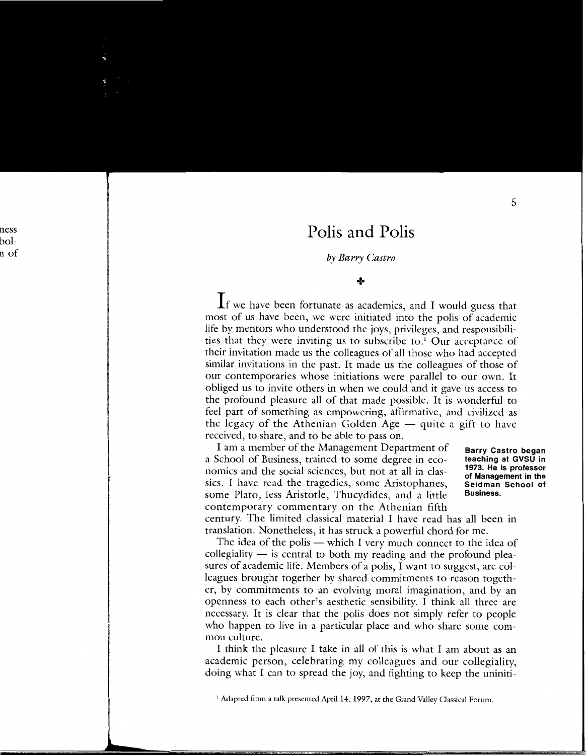# Polis and Polis

*by Barry Castro*

✣

If we have been fortunate as academics, and I would guess that most of us have been, we were initiated into the polis of academic life by mentors who understood the joys, privileges, and responsibilities that they were inviting us to subscribe to.[1] Our acceptance of their invitation made us the colleagues of all those who had accepted similar invitations in the past. It made us the colleagues of those of our contemporaries whose initiations were parallel to our own. It obliged us to invite others in when we could and it gave us access to the profound pleasure all of that made possible. It is wonderful to feel part of something as empowering, affirmative, and civilized as the legacy of the Athenian Golden Age — quite a gift to have received, to share, and to be able to pass on.

**Barry Castro began teaching at GVSU in 1973. He is professor of Management in the Seidman School of Business.**

I am a member of the Management Department of a School of Business, trained to some degree in economics and the social sciences, but not at all in classics. I have read the tragedies, some Aristophanes, some Plato, less Aristotle, Thucydides, and a little contemporary commentary on the Athenian fifth century. The limited classical material I have read has all been in translation. Nonetheless, it has struck a powerful chord for me.

The idea of the polis — which I very much connect to the idea of collegiality — is central to both my reading and the profound pleasures of academic life. Members of a polis, I want to suggest, are colleagues brought together by shared commitments to reason together, by commitments to an evolving moral imagination, and by an openness to each other's aesthetic sensibility. I think all three are necessary. It is clear that the polis does not simply refer to people who happen to live in a particular place and who share some common culture.

I think the pleasure I take in all of this is what I am about as an academic person, celebrating my colleagues and our collegiality, doing what I can to spread the joy, and fighting to keep the uniniti-

[1] Adapted from a talk presented April 14, 1997, at the Grand Valley Classical Forum.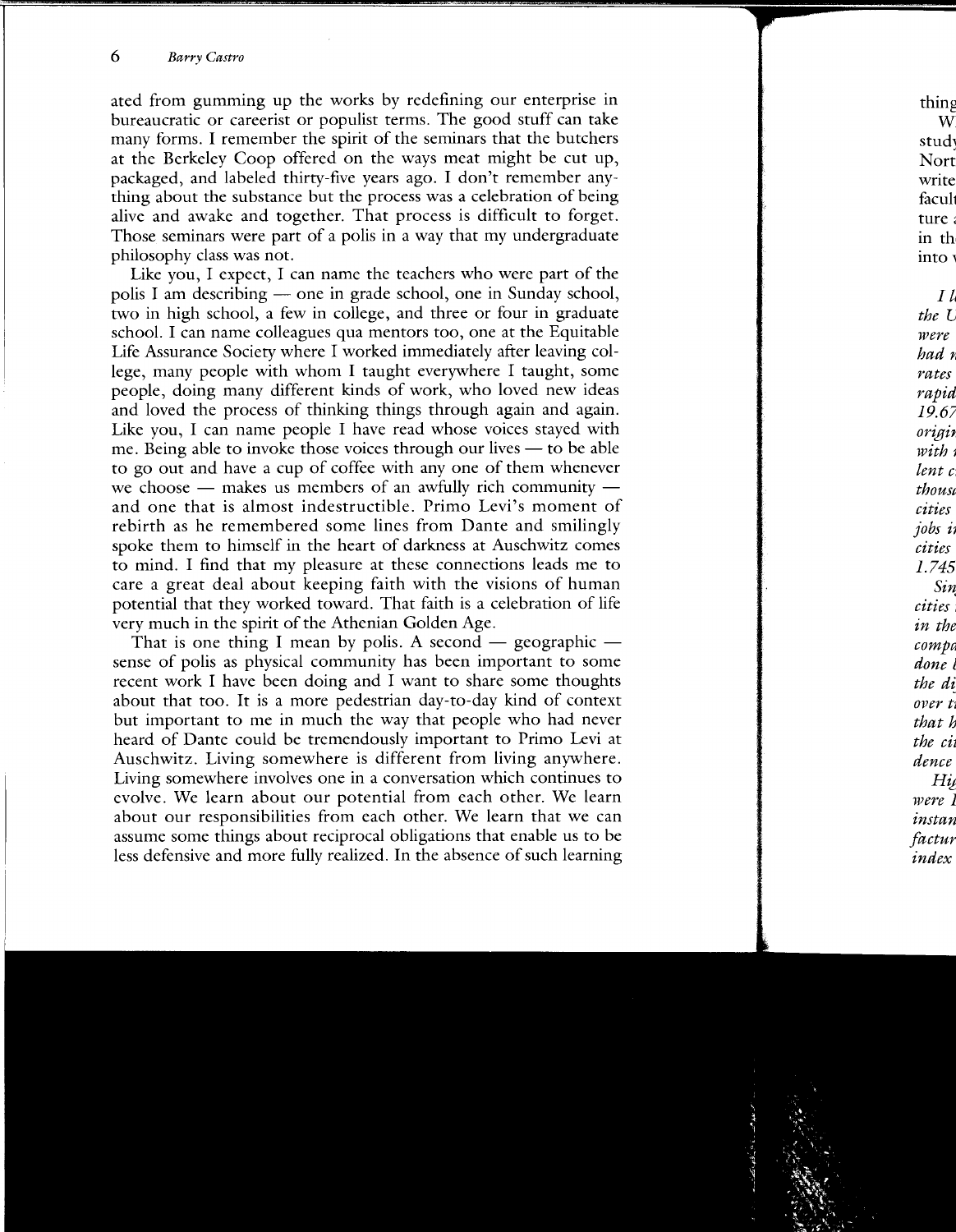ated from gumming up the works by redefining our enterprise in bureaucratic or careerist or populist terms. The good stuff can take many forms. I remember the spirit of the seminars that the butchers at the Berkeley Coop offered on the ways meat might be cut up, packaged, and labeled thirty-five years ago. I don't remember anything about the substance but the process was a celebration of being alive and awake and together. That process is difficult to forget. Those seminars were part of a polis in a way that my undergraduate philosophy class was not.

Like you, I expect, I can name the teachers who were part of the polis I am describing — one in grade school, one in Sunday school, two in high school, a few in college, and three or four in graduate school. I can name colleagues qua mentors too, one at the Equitable Life Assurance Society where I worked immediately after leaving college, many people with whom I taught everywhere I taught, some people, doing many different kinds of work, who loved new ideas and loved the process of thinking things through again and again. Like you, I can name people I have read whose voices stayed with me. Being able to invoke those voices through our lives — to be able to go out and have a cup of coffee with any one of them whenever we choose — makes us members of an awfully rich community — and one that is almost indestructible. Primo Levi's moment of rebirth as he remembered some lines from Dante and smilingly spoke them to himself in the heart of darkness at Auschwitz comes to mind. I find that my pleasure at these connections leads me to care a great deal about keeping faith with the visions of human potential that they worked toward. That faith is a celebration of life very much in the spirit of the Athenian Golden Age.

That is one thing I mean by polis. A second — geographic — sense of polis as physical community has been important to some recent work I have been doing and I want to share some thoughts about that too. It is a more pedestrian day-to-day kind of context but important to me in much the way that people who had never heard of Dante could be tremendously important to Primo Levi at Auschwitz. Living somewhere is different from living anywhere. Living somewhere involves one in a conversation which continues to evolve. We learn about our potential from each other. We learn about our responsibilities from each other. We learn that we can assume some things about reciprocal obligations that enable us to be less defensive and more fully realized. In the absence of such learning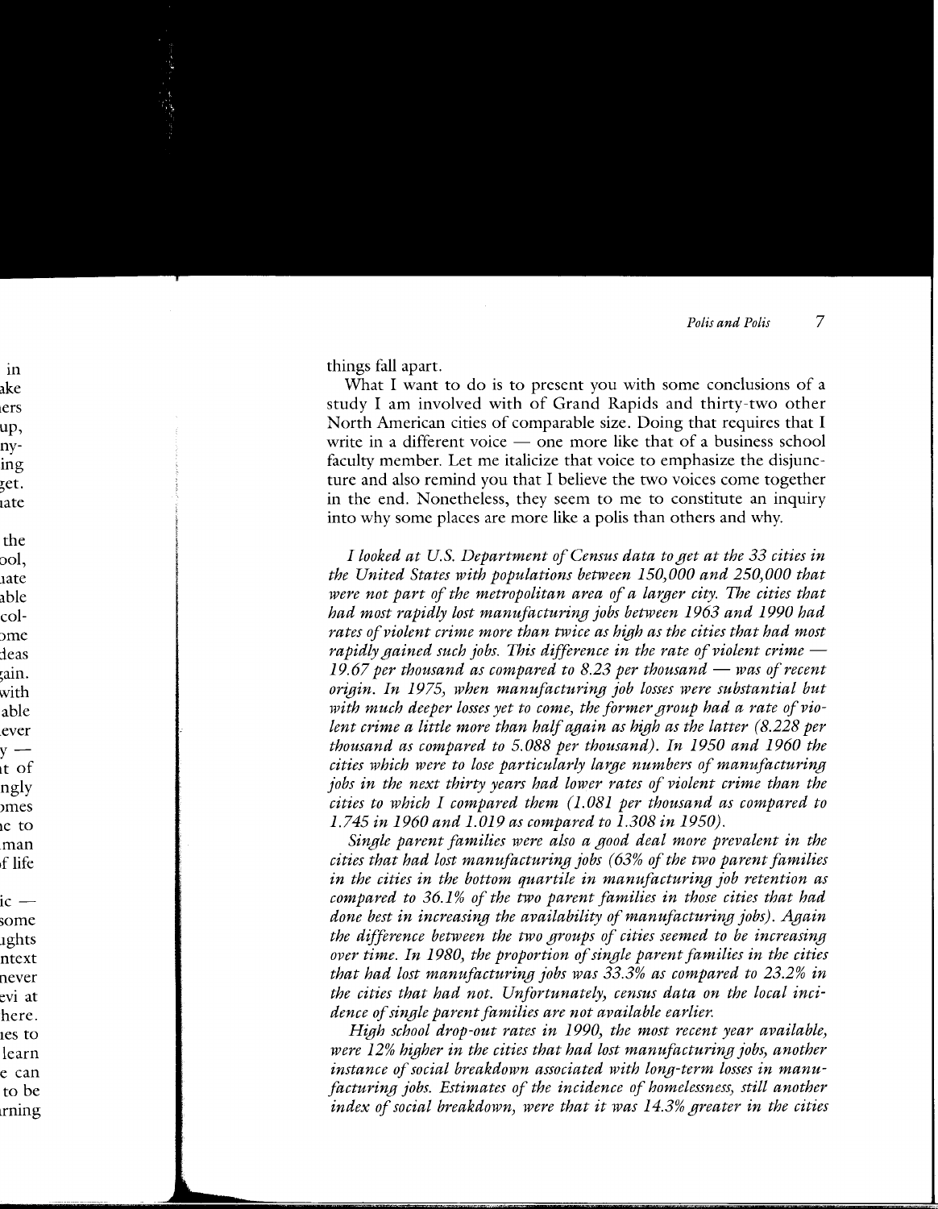things fall apart.

What I want to do is to present you with some conclusions of a study I am involved with of Grand Rapids and thirty-two other North American cities of comparable size. Doing that requires that I write in a different voice — one more like that of a business school faculty member. Let me italicize that voice to emphasize the disjuncture and also remind you that I believe the two voices come together in the end. Nonetheless, they seem to me to constitute an inquiry into why some places are more like a polis than others and why.

*I looked at U.S. Department of Census data to get at the 33 cities in the United States with populations between 150,000 and 250,000 that were not part of the metropolitan area of a larger city. The cities that had most rapidly lost manufacturing jobs between 1963 and 1990 had rates of violent crime more than twice as high as the cities that had most rapidly gained such jobs. This difference in the rate of violent crime — 19.67 per thousand as compared to 8.23 per thousand — was of recent origin. In 1975, when manufacturing job losses were substantial but with much deeper losses yet to come, the former group had a rate of violent crime a little more than half again as high as the latter (8.228 per thousand as compared to 5.088 per thousand). In 1950 and 1960 the cities which were to lose particularly large numbers of manufacturing jobs in the next thirty years had lower rates of violent crime than the cities to which I compared them (1.081 per thousand as compared to 1.745 in 1960 and 1.019 as compared to 1.308 in 1950).*

*Single parent families were also a good deal more prevalent in the cities that had lost manufacturing jobs (63% of the two parent families in the cities in the bottom quartile in manufacturing job retention as compared to 36.1% of the two parent families in those cities that had done best in increasing the availability of manufacturing jobs). Again the difference between the two groups of cities seemed to be increasing over time. In 1980, the proportion of single parent families in the cities that had lost manufacturing jobs was 33.3% as compared to 23.2% in the cities that had not. Unfortunately, census data on the local incidence of single parent families are not available earlier.*

*High school drop-out rates in 1990, the most recent year available, were 12% higher in the cities that had lost manufacturing jobs, another instance of social breakdown associated with long-term losses in manufacturing jobs. Estimates of the incidence of homelessness, still another index of social breakdown, were that it was 14.3% greater in the cities*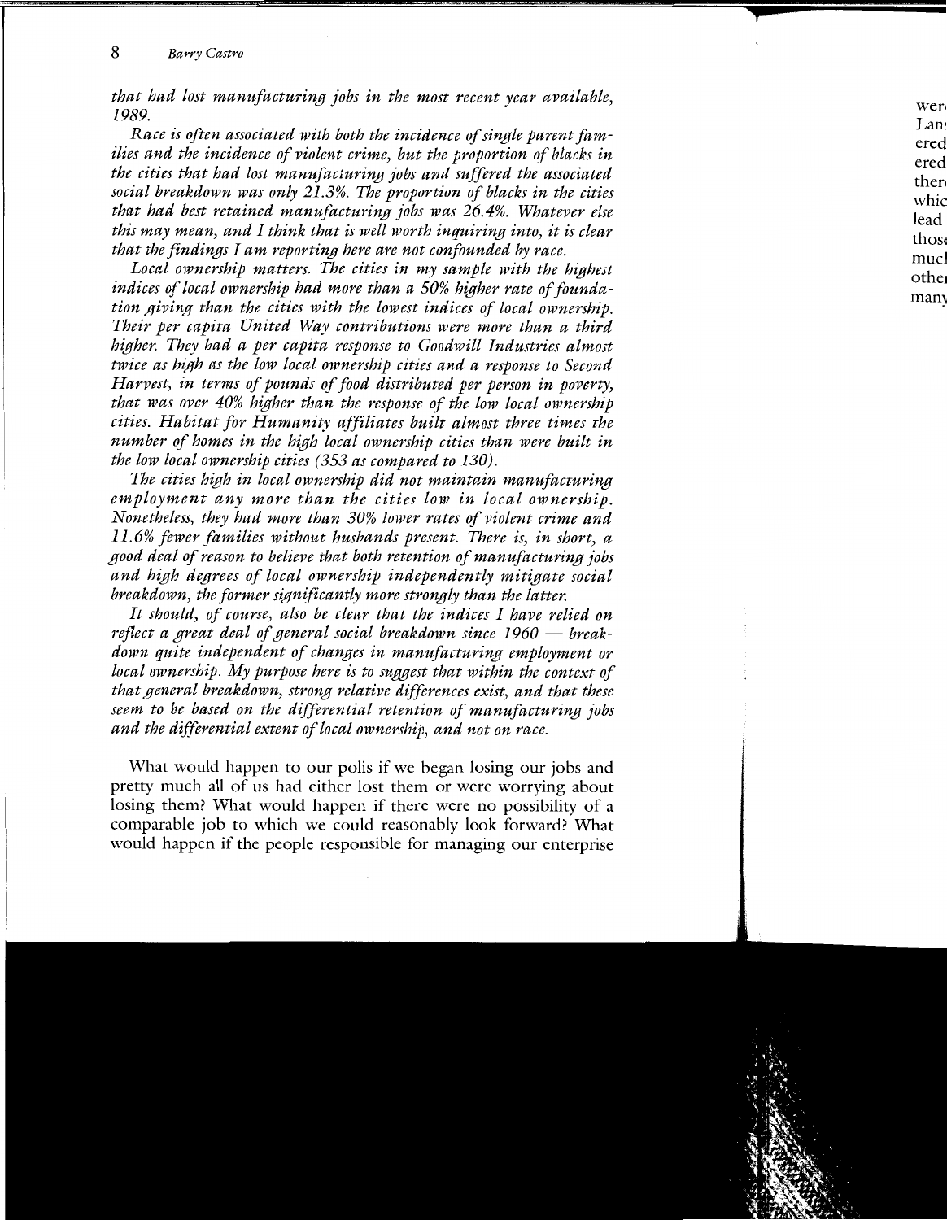*that had lost manufacturing jobs in the most recent year available, 1989.*

*Race is often associated with both the incidence of single parent families and the incidence of violent crime, but the proportion of blacks in the cities that had lost manufacturing jobs and suffered the associated social breakdown was only 21.3%. The proportion of blacks in the cities that had best retained manufacturing jobs was 26.4%. Whatever else this may mean, and I think that is well worth inquiring into, it is clear that the findings I am reporting here are not confounded by race.*

*Local ownership matters. The cities in my sample with the highest indices of local ownership had more than a 50% higher rate of foundation giving than the cities with the lowest indices of local ownership. Their per capita United Way contributions were more than a third higher. They had a per capita response to Goodwill Industries almost twice as high as the low local ownership cities and a response to Second Harvest, in terms of pounds of food distributed per person in poverty, that was over 40% higher than the response of the low local ownership cities. Habitat for Humanity affiliates built almost three times the number of homes in the high local ownership cities than were built in the low local ownership cities (353 as compared to 130).*

*The cities high in local ownership did not maintain manufacturing employment any more than the cities low in local ownership. Nonetheless, they had more than 30% lower rates of violent crime and 11.6% fewer families without husbands present. There is, in short, a good deal of reason to believe that both retention of manufacturing jobs and high degrees of local ownership independently mitigate social breakdown, the former significantly more strongly than the latter.*

*It should, of course, also be clear that the indices I have relied on reflect a great deal of general social breakdown since 1960 — breakdown quite independent of changes in manufacturing employment or local ownership. My purpose here is to suggest that within the context of that general breakdown, strong relative differences exist, and that these seem to be based on the differential retention of manufacturing jobs and the differential extent of local ownership, and not on race.*

What would happen to our polis if we began losing our jobs and pretty much all of us had either lost them or were worrying about losing them? What would happen if there were no possibility of a comparable job to which we could reasonably look forward? What would happen if the people responsible for managing our enterprise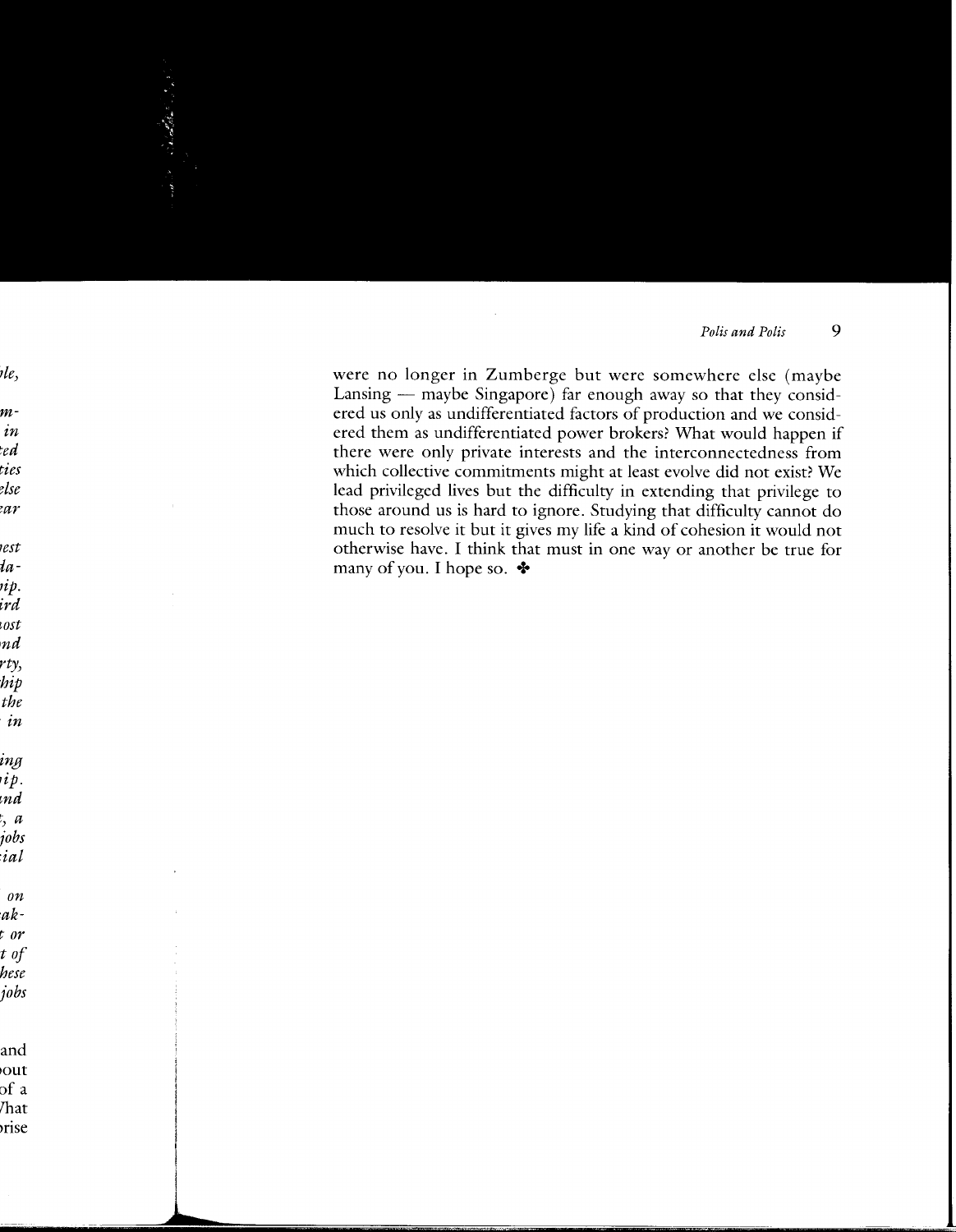were no longer in Zumberge but were somewhere else (maybe Lansing — maybe Singapore) far enough away so that they considered us only as undifferentiated factors of production and we considered them as undifferentiated power brokers? What would happen if there were only private interests and the interconnectedness from which collective commitments might at least evolve did not exist? We lead privileged lives but the difficulty in extending that privilege to those around us is hard to ignore. Studying that difficulty cannot do much to resolve it but it gives my life a kind of cohesion it would not otherwise have. I think that must in one way or another be true for many of you. I hope so. ✣